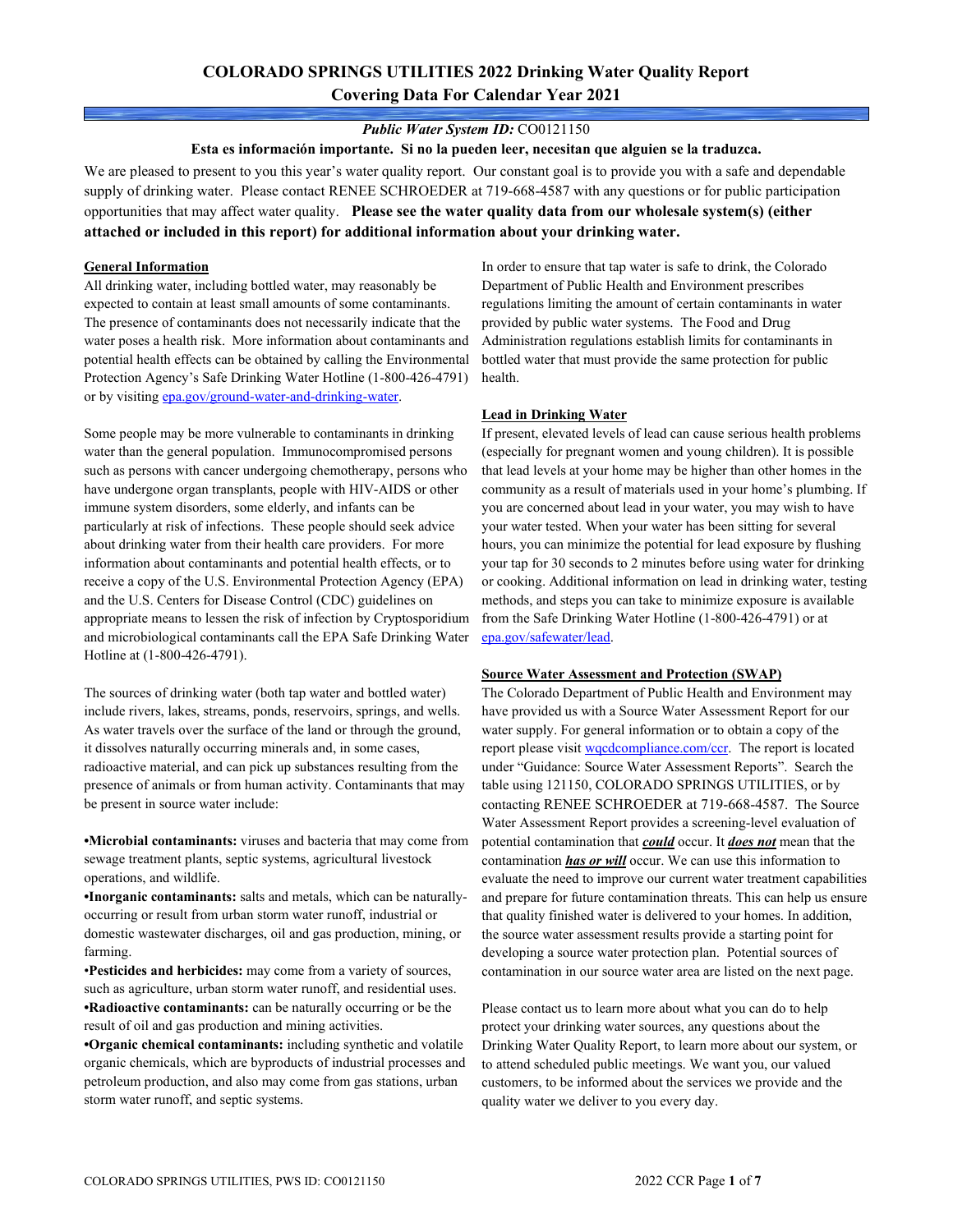# COLORADO SPRINGS UTILITIES 2022 Drinking Water Quality Report
## Covering Data For Calendar Year 2021

***Public Water System ID:*** CO0121150

**Esta es información importante. Si no la pueden leer, necesitan que alguien se la traduzca.**

We are pleased to present to you this year's water quality report. Our constant goal is to provide you with a safe and dependable supply of drinking water. Please contact RENEE SCHROEDER at 719-668-4587 with any questions or for public participation opportunities that may affect water quality. **Please see the water quality data from our wholesale system(s) (either attached or included in this report) for additional information about your drinking water.**

### General Information

All drinking water, including bottled water, may reasonably be expected to contain at least small amounts of some contaminants. The presence of contaminants does not necessarily indicate that the water poses a health risk. More information about contaminants and potential health effects can be obtained by calling the Environmental Protection Agency's Safe Drinking Water Hotline (1-800-426-4791) or by visiting epa.gov/ground-water-and-drinking-water.

Some people may be more vulnerable to contaminants in drinking water than the general population. Immunocompromised persons such as persons with cancer undergoing chemotherapy, persons who have undergone organ transplants, people with HIV-AIDS or other immune system disorders, some elderly, and infants can be particularly at risk of infections. These people should seek advice about drinking water from their health care providers. For more information about contaminants and potential health effects, or to receive a copy of the U.S. Environmental Protection Agency (EPA) and the U.S. Centers for Disease Control (CDC) guidelines on appropriate means to lessen the risk of infection by Cryptosporidium and microbiological contaminants call the EPA Safe Drinking Water Hotline at (1-800-426-4791).

The sources of drinking water (both tap water and bottled water) include rivers, lakes, streams, ponds, reservoirs, springs, and wells. As water travels over the surface of the land or through the ground, it dissolves naturally occurring minerals and, in some cases, radioactive material, and can pick up substances resulting from the presence of animals or from human activity. Contaminants that may be present in source water include:

- **Microbial contaminants:** viruses and bacteria that may come from sewage treatment plants, septic systems, agricultural livestock operations, and wildlife.
- **Inorganic contaminants:** salts and metals, which can be naturally-occurring or result from urban storm water runoff, industrial or domestic wastewater discharges, oil and gas production, mining, or farming.
- **Pesticides and herbicides:** may come from a variety of sources, such as agriculture, urban storm water runoff, and residential uses.
- **Radioactive contaminants:** can be naturally occurring or be the result of oil and gas production and mining activities.
- **Organic chemical contaminants:** including synthetic and volatile organic chemicals, which are byproducts of industrial processes and petroleum production, and also may come from gas stations, urban storm water runoff, and septic systems.

In order to ensure that tap water is safe to drink, the Colorado Department of Public Health and Environment prescribes regulations limiting the amount of certain contaminants in water provided by public water systems. The Food and Drug Administration regulations establish limits for contaminants in bottled water that must provide the same protection for public health.

### Lead in Drinking Water

If present, elevated levels of lead can cause serious health problems (especially for pregnant women and young children). It is possible that lead levels at your home may be higher than other homes in the community as a result of materials used in your home's plumbing. If you are concerned about lead in your water, you may wish to have your water tested. When your water has been sitting for several hours, you can minimize the potential for lead exposure by flushing your tap for 30 seconds to 2 minutes before using water for drinking or cooking. Additional information on lead in drinking water, testing methods, and steps you can take to minimize exposure is available from the Safe Drinking Water Hotline (1-800-426-4791) or at epa.gov/safewater/lead.

### Source Water Assessment and Protection (SWAP)

The Colorado Department of Public Health and Environment may have provided us with a Source Water Assessment Report for our water supply. For general information or to obtain a copy of the report please visit wqcdcompliance.com/ccr. The report is located under "Guidance: Source Water Assessment Reports". Search the table using 121150, COLORADO SPRINGS UTILITIES, or by contacting RENEE SCHROEDER at 719-668-4587. The Source Water Assessment Report provides a screening-level evaluation of potential contamination that ***could*** occur. It ***does not*** mean that the contamination ***has or will*** occur. We can use this information to evaluate the need to improve our current water treatment capabilities and prepare for future contamination threats. This can help us ensure that quality finished water is delivered to your homes. In addition, the source water assessment results provide a starting point for developing a source water protection plan. Potential sources of contamination in our source water area are listed on the next page.

Please contact us to learn more about what you can do to help protect your drinking water sources, any questions about the Drinking Water Quality Report, to learn more about our system, or to attend scheduled public meetings. We want you, our valued customers, to be informed about the services we provide and the quality water we deliver to you every day.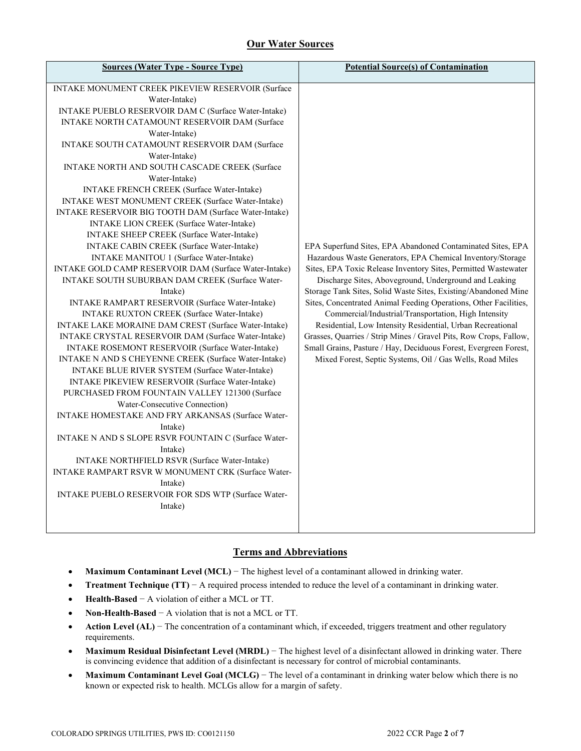## Our Water Sources

| Sources (Water Type - Source Type) | Potential Source(s) of Contamination |
|---|---|
| INTAKE MONUMENT CREEK PIKEVIEW RESERVOIR (Surface Water-Intake)<br>INTAKE PUEBLO RESERVOIR DAM C (Surface Water-Intake)<br>INTAKE NORTH CATAMOUNT RESERVOIR DAM (Surface Water-Intake)<br>INTAKE SOUTH CATAMOUNT RESERVOIR DAM (Surface Water-Intake)<br>INTAKE NORTH AND SOUTH CASCADE CREEK (Surface Water-Intake)<br>INTAKE FRENCH CREEK (Surface Water-Intake)<br>INTAKE WEST MONUMENT CREEK (Surface Water-Intake)<br>INTAKE RESERVOIR BIG TOOTH DAM (Surface Water-Intake)<br>INTAKE LION CREEK (Surface Water-Intake)<br>INTAKE SHEEP CREEK (Surface Water-Intake)<br>INTAKE CABIN CREEK (Surface Water-Intake)<br>INTAKE MANITOU 1 (Surface Water-Intake)<br>INTAKE GOLD CAMP RESERVOIR DAM (Surface Water-Intake)<br>INTAKE SOUTH SUBURBAN DAM CREEK (Surface Water-Intake)<br>INTAKE RAMPART RESERVOIR (Surface Water-Intake)<br>INTAKE RUXTON CREEK (Surface Water-Intake)<br>INTAKE LAKE MORAINE DAM CREST (Surface Water-Intake)<br>INTAKE CRYSTAL RESERVOIR DAM (Surface Water-Intake)<br>INTAKE ROSEMONT RESERVOIR (Surface Water-Intake)<br>INTAKE N AND S CHEYENNE CREEK (Surface Water-Intake)<br>INTAKE BLUE RIVER SYSTEM (Surface Water-Intake)<br>INTAKE PIKEVIEW RESERVOIR (Surface Water-Intake)<br>PURCHASED FROM FOUNTAIN VALLEY 121300 (Surface Water-Consecutive Connection)<br>INTAKE HOMESTAKE AND FRY ARKANSAS (Surface Water-Intake)<br>INTAKE N AND S SLOPE RSVR FOUNTAIN C (Surface Water-Intake)<br>INTAKE NORTHFIELD RSVR (Surface Water-Intake)<br>INTAKE RAMPART RSVR W MONUMENT CRK (Surface Water-Intake)<br>INTAKE PUEBLO RESERVOIR FOR SDS WTP (Surface Water-Intake) | EPA Superfund Sites, EPA Abandoned Contaminated Sites, EPA Hazardous Waste Generators, EPA Chemical Inventory/Storage Sites, EPA Toxic Release Inventory Sites, Permitted Wastewater Discharge Sites, Aboveground, Underground and Leaking Storage Tank Sites, Solid Waste Sites, Existing/Abandoned Mine Sites, Concentrated Animal Feeding Operations, Other Facilities, Commercial/Industrial/Transportation, High Intensity Residential, Low Intensity Residential, Urban Recreational Grasses, Quarries / Strip Mines / Gravel Pits, Row Crops, Fallow, Small Grains, Pasture / Hay, Deciduous Forest, Evergreen Forest, Mixed Forest, Septic Systems, Oil / Gas Wells, Road Miles |

## Terms and Abbreviations

- **Maximum Contaminant Level (MCL)** − The highest level of a contaminant allowed in drinking water.
- **Treatment Technique (TT)** − A required process intended to reduce the level of a contaminant in drinking water.
- **Health-Based** − A violation of either a MCL or TT.
- **Non-Health-Based** − A violation that is not a MCL or TT.
- **Action Level (AL)** − The concentration of a contaminant which, if exceeded, triggers treatment and other regulatory requirements.
- **Maximum Residual Disinfectant Level (MRDL)** − The highest level of a disinfectant allowed in drinking water. There is convincing evidence that addition of a disinfectant is necessary for control of microbial contaminants.
- **Maximum Contaminant Level Goal (MCLG)** − The level of a contaminant in drinking water below which there is no known or expected risk to health. MCLGs allow for a margin of safety.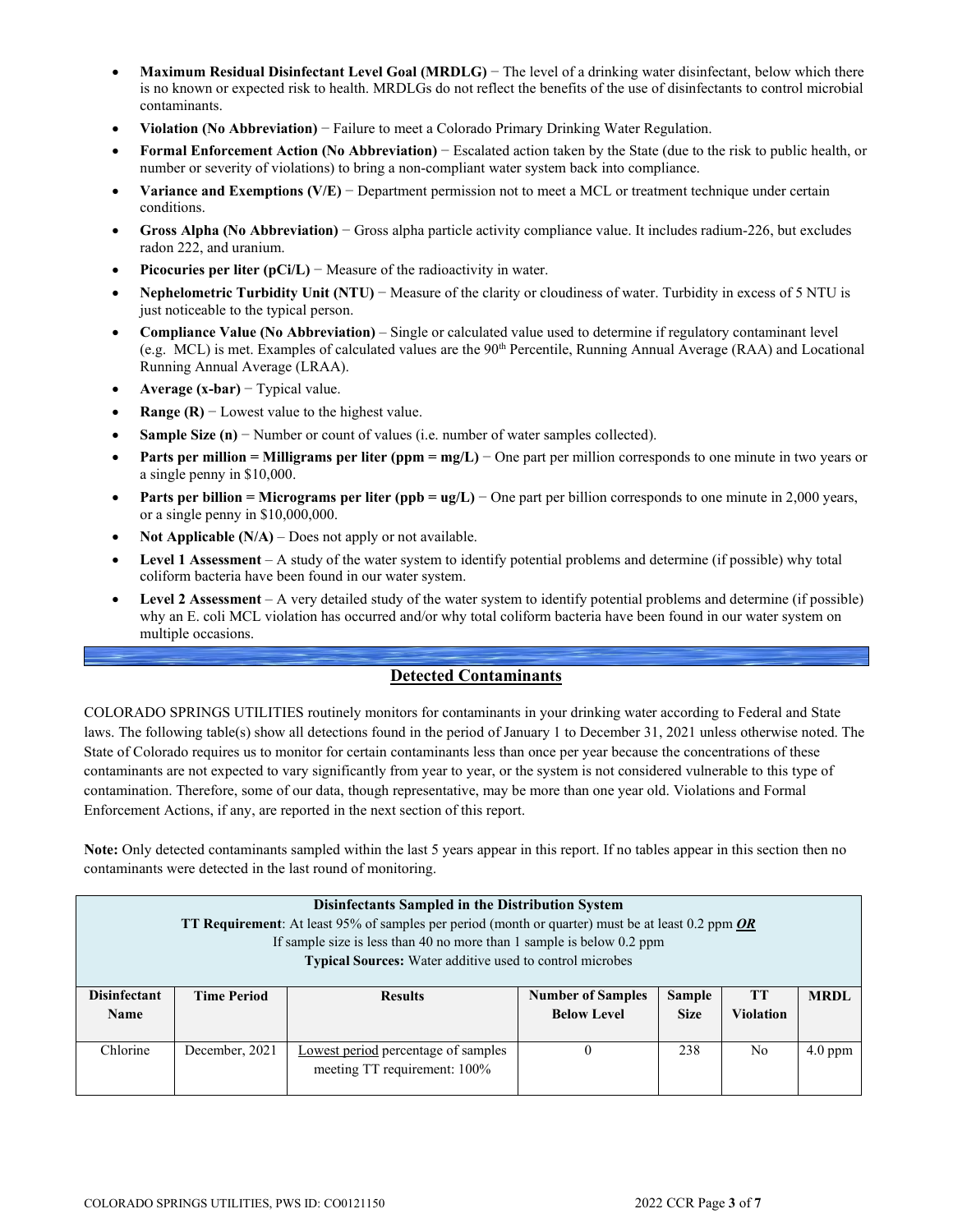- **Maximum Residual Disinfectant Level Goal (MRDLG)** − The level of a drinking water disinfectant, below which there is no known or expected risk to health. MRDLGs do not reflect the benefits of the use of disinfectants to control microbial contaminants.
- **Violation (No Abbreviation)** − Failure to meet a Colorado Primary Drinking Water Regulation.
- **Formal Enforcement Action (No Abbreviation)** − Escalated action taken by the State (due to the risk to public health, or number or severity of violations) to bring a non-compliant water system back into compliance.
- **Variance and Exemptions (V/E)** − Department permission not to meet a MCL or treatment technique under certain conditions.
- **Gross Alpha (No Abbreviation)** − Gross alpha particle activity compliance value. It includes radium-226, but excludes radon 222, and uranium.
- **Picocuries per liter (pCi/L)** − Measure of the radioactivity in water.
- **Nephelometric Turbidity Unit (NTU)** − Measure of the clarity or cloudiness of water. Turbidity in excess of 5 NTU is just noticeable to the typical person.
- **Compliance Value (No Abbreviation)** – Single or calculated value used to determine if regulatory contaminant level (e.g. MCL) is met. Examples of calculated values are the 90th Percentile, Running Annual Average (RAA) and Locational Running Annual Average (LRAA).
- **Average (x-bar)** − Typical value.
- **Range (R)** − Lowest value to the highest value.
- **Sample Size (n)** − Number or count of values (i.e. number of water samples collected).
- **Parts per million = Milligrams per liter (ppm = mg/L)** − One part per million corresponds to one minute in two years or a single penny in $10,000.
- **Parts per billion = Micrograms per liter (ppb = ug/L)** − One part per billion corresponds to one minute in 2,000 years, or a single penny in $10,000,000.
- **Not Applicable (N/A)** – Does not apply or not available.
- **Level 1 Assessment** – A study of the water system to identify potential problems and determine (if possible) why total coliform bacteria have been found in our water system.
- **Level 2 Assessment** – A very detailed study of the water system to identify potential problems and determine (if possible) why an E. coli MCL violation has occurred and/or why total coliform bacteria have been found in our water system on multiple occasions.

## Detected Contaminants

COLORADO SPRINGS UTILITIES routinely monitors for contaminants in your drinking water according to Federal and State laws. The following table(s) show all detections found in the period of January 1 to December 31, 2021 unless otherwise noted. The State of Colorado requires us to monitor for certain contaminants less than once per year because the concentrations of these contaminants are not expected to vary significantly from year to year, or the system is not considered vulnerable to this type of contamination. Therefore, some of our data, though representative, may be more than one year old. Violations and Formal Enforcement Actions, if any, are reported in the next section of this report.

**Note:** Only detected contaminants sampled within the last 5 years appear in this report. If no tables appear in this section then no contaminants were detected in the last round of monitoring.

**Disinfectants Sampled in the Distribution System**
**TT Requirement**: At least 95% of samples per period (month or quarter) must be at least 0.2 ppm ***OR***
If sample size is less than 40 no more than 1 sample is below 0.2 ppm
**Typical Sources:** Water additive used to control microbes

| Disinfectant Name | Time Period | Results | Number of Samples Below Level | Sample Size | TT Violation | MRDL |
|---|---|---|---|---|---|---|
| Chlorine | December, 2021 | Lowest period percentage of samples meeting TT requirement: 100% | 0 | 238 | No | 4.0 ppm |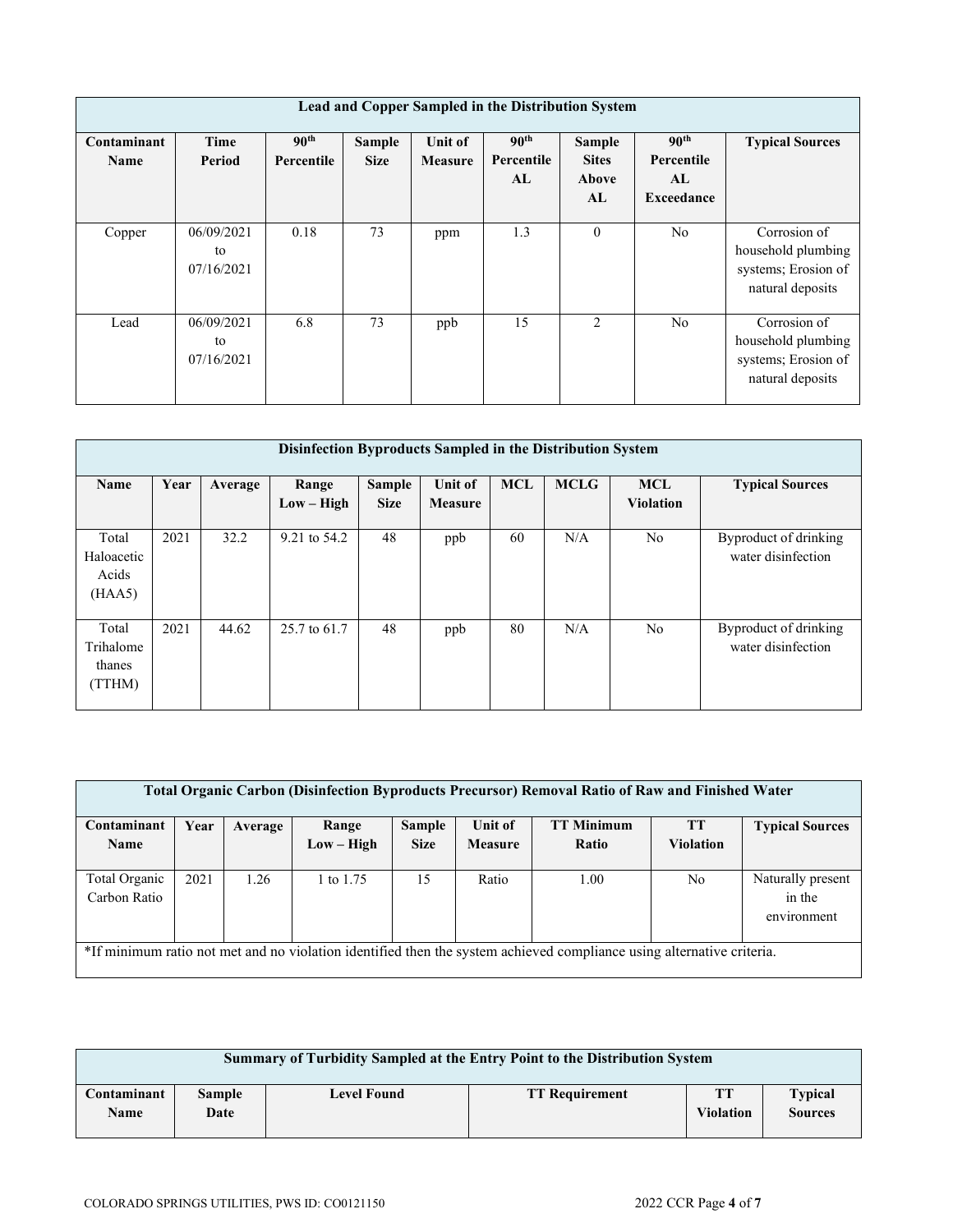| Lead and Copper Sampled in the Distribution System | | | | | | | | |
|---|---|---|---|---|---|---|---|---|
| **Contaminant Name** | **Time Period** | **90th Percentile** | **Sample Size** | **Unit of Measure** | **90th Percentile AL** | **Sample Sites Above AL** | **90th Percentile AL Exceedance** | **Typical Sources** |
| Copper | 06/09/2021 to 07/16/2021 | 0.18 | 73 | ppm | 1.3 | 0 | No | Corrosion of household plumbing systems; Erosion of natural deposits |
| Lead | 06/09/2021 to 07/16/2021 | 6.8 | 73 | ppb | 15 | 2 | No | Corrosion of household plumbing systems; Erosion of natural deposits |

| Disinfection Byproducts Sampled in the Distribution System | | | | | | | | | |
|---|---|---|---|---|---|---|---|---|---|
| **Name** | **Year** | **Average** | **Range Low – High** | **Sample Size** | **Unit of Measure** | **MCL** | **MCLG** | **MCL Violation** | **Typical Sources** |
| Total Haloacetic Acids (HAA5) | 2021 | 32.2 | 9.21 to 54.2 | 48 | ppb | 60 | N/A | No | Byproduct of drinking water disinfection |
| Total Trihalomethanes (TTHM) | 2021 | 44.62 | 25.7 to 61.7 | 48 | ppb | 80 | N/A | No | Byproduct of drinking water disinfection |

| Total Organic Carbon (Disinfection Byproducts Precursor) Removal Ratio of Raw and Finished Water | | | | | | | | |
|---|---|---|---|---|---|---|---|---|
| **Contaminant Name** | **Year** | **Average** | **Range Low – High** | **Sample Size** | **Unit of Measure** | **TT Minimum Ratio** | **TT Violation** | **Typical Sources** |
| Total Organic Carbon Ratio | 2021 | 1.26 | 1 to 1.75 | 15 | Ratio | 1.00 | No | Naturally present in the environment |
| *If minimum ratio not met and no violation identified then the system achieved compliance using alternative criteria. | | | | | | | | |

| Summary of Turbidity Sampled at the Entry Point to the Distribution System | | | | | |
|---|---|---|---|---|---|
| **Contaminant Name** | **Sample Date** | **Level Found** | **TT Requirement** | **TT Violation** | **Typical Sources** |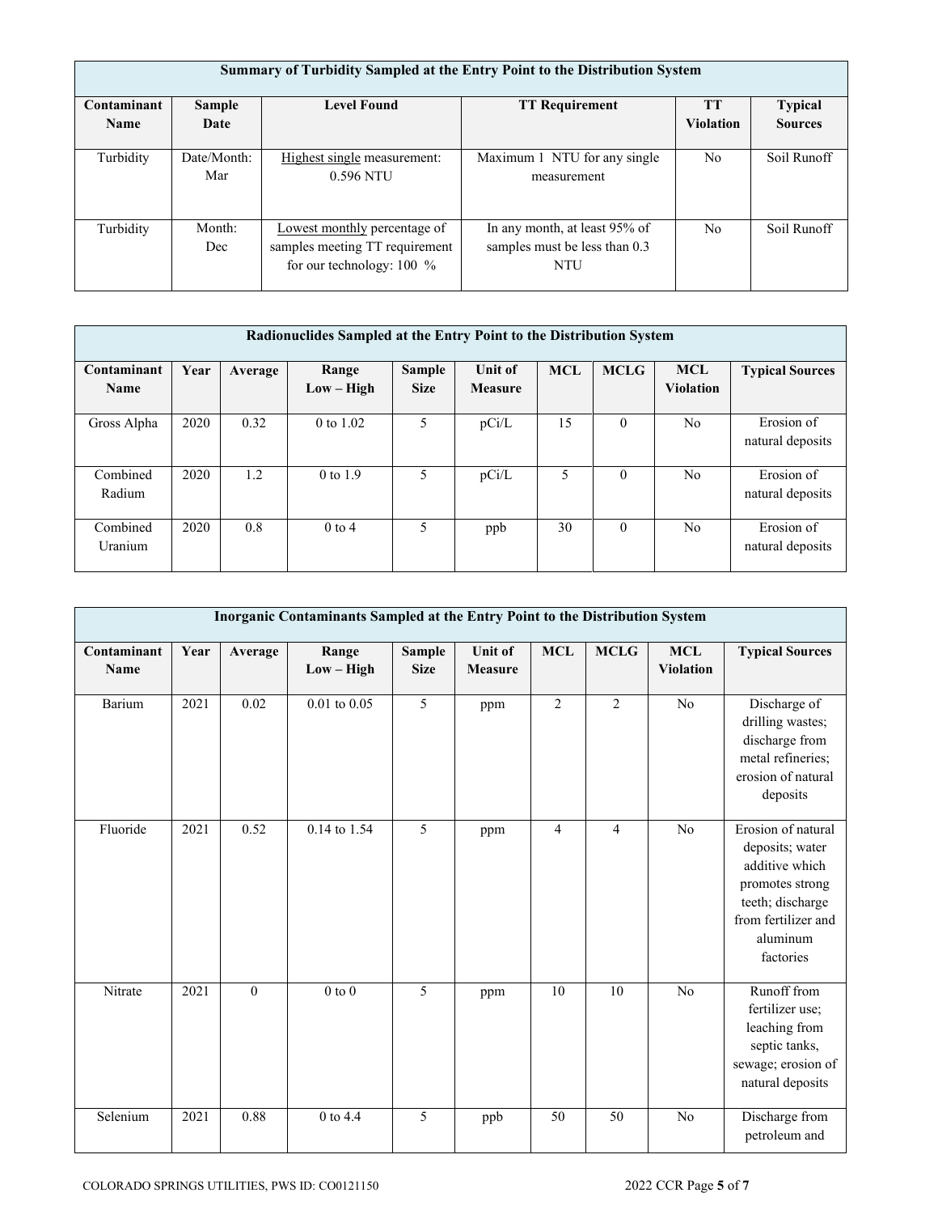| Summary of Turbidity Sampled at the Entry Point to the Distribution System | | | | | |
|---|---|---|---|---|---|
| **Contaminant Name** | **Sample Date** | **Level Found** | **TT Requirement** | **TT Violation** | **Typical Sources** |
| Turbidity | Date/Month: Mar | Highest single measurement: 0.596 NTU | Maximum 1 NTU for any single measurement | No | Soil Runoff |
| Turbidity | Month: Dec | Lowest monthly percentage of samples meeting TT requirement for our technology: 100 % | In any month, at least 95% of samples must be less than 0.3 NTU | No | Soil Runoff |

| Radionuclides Sampled at the Entry Point to the Distribution System | | | | | | | | | |
|---|---|---|---|---|---|---|---|---|---|
| **Contaminant Name** | **Year** | **Average** | **Range Low – High** | **Sample Size** | **Unit of Measure** | **MCL** | **MCLG** | **MCL Violation** | **Typical Sources** |
| Gross Alpha | 2020 | 0.32 | 0 to 1.02 | 5 | pCi/L | 15 | 0 | No | Erosion of natural deposits |
| Combined Radium | 2020 | 1.2 | 0 to 1.9 | 5 | pCi/L | 5 | 0 | No | Erosion of natural deposits |
| Combined Uranium | 2020 | 0.8 | 0 to 4 | 5 | ppb | 30 | 0 | No | Erosion of natural deposits |

| Inorganic Contaminants Sampled at the Entry Point to the Distribution System | | | | | | | | | |
|---|---|---|---|---|---|---|---|---|---|
| **Contaminant Name** | **Year** | **Average** | **Range Low – High** | **Sample Size** | **Unit of Measure** | **MCL** | **MCLG** | **MCL Violation** | **Typical Sources** |
| Barium | 2021 | 0.02 | 0.01 to 0.05 | 5 | ppm | 2 | 2 | No | Discharge of drilling wastes; discharge from metal refineries; erosion of natural deposits |
| Fluoride | 2021 | 0.52 | 0.14 to 1.54 | 5 | ppm | 4 | 4 | No | Erosion of natural deposits; water additive which promotes strong teeth; discharge from fertilizer and aluminum factories |
| Nitrate | 2021 | 0 | 0 to 0 | 5 | ppm | 10 | 10 | No | Runoff from fertilizer use; leaching from septic tanks, sewage; erosion of natural deposits |
| Selenium | 2021 | 0.88 | 0 to 4.4 | 5 | ppb | 50 | 50 | No | Discharge from petroleum and |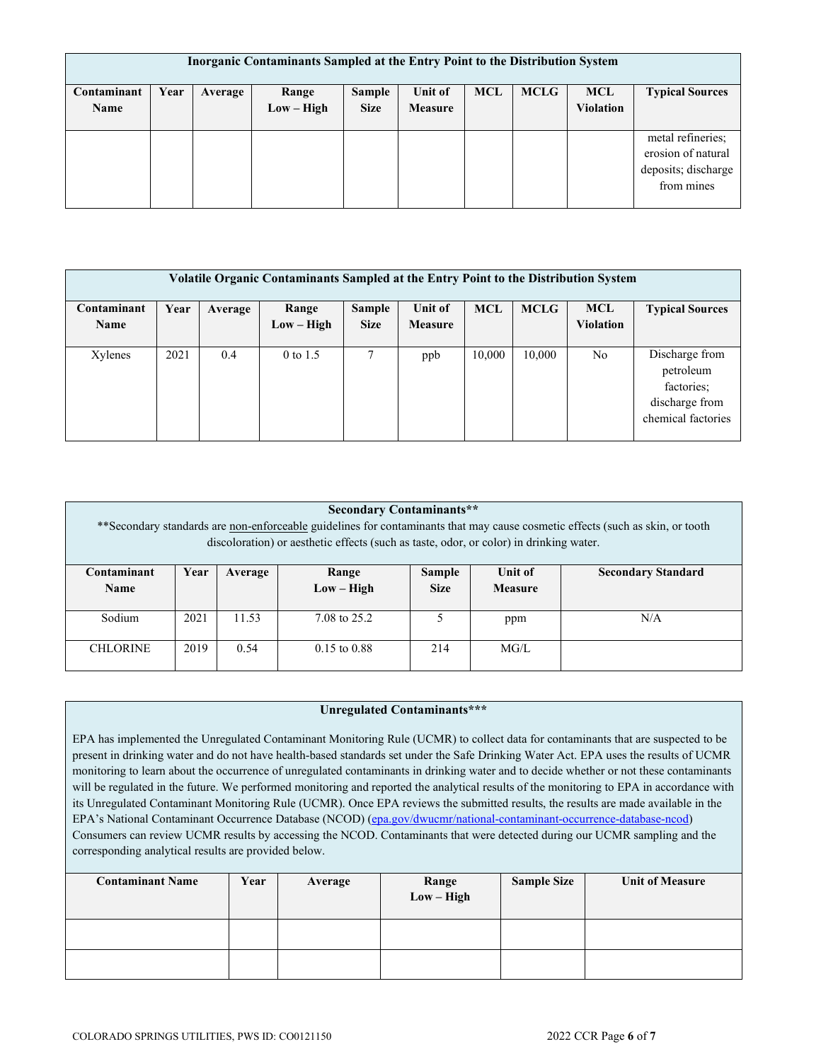| Inorganic Contaminants Sampled at the Entry Point to the Distribution System | | | | | | | | | |
|---|---|---|---|---|---|---|---|---|---|
| **Contaminant Name** | **Year** | **Average** | **Range Low – High** | **Sample Size** | **Unit of Measure** | **MCL** | **MCLG** | **MCL Violation** | **Typical Sources** |
| | | | | | | | | | metal refineries; erosion of natural deposits; discharge from mines |

| Volatile Organic Contaminants Sampled at the Entry Point to the Distribution System | | | | | | | | | |
|---|---|---|---|---|---|---|---|---|---|
| **Contaminant Name** | **Year** | **Average** | **Range Low – High** | **Sample Size** | **Unit of Measure** | **MCL** | **MCLG** | **MCL Violation** | **Typical Sources** |
| Xylenes | 2021 | 0.4 | 0 to 1.5 | 7 | ppb | 10,000 | 10,000 | No | Discharge from petroleum factories; discharge from chemical factories |

**Secondary Contaminants****

**Secondary standards are non-enforceable guidelines for contaminants that may cause cosmetic effects (such as skin, or tooth discoloration) or aesthetic effects (such as taste, odor, or color) in drinking water.

| Contaminant Name | Year | Average | Range Low – High | Sample Size | Unit of Measure | Secondary Standard |
|---|---|---|---|---|---|---|
| Sodium | 2021 | 11.53 | 7.08 to 25.2 | 5 | ppm | N/A |
| CHLORINE | 2019 | 0.54 | 0.15 to 0.88 | 214 | MG/L | |

**Unregulated Contaminants*****

EPA has implemented the Unregulated Contaminant Monitoring Rule (UCMR) to collect data for contaminants that are suspected to be present in drinking water and do not have health-based standards set under the Safe Drinking Water Act. EPA uses the results of UCMR monitoring to learn about the occurrence of unregulated contaminants in drinking water and to decide whether or not these contaminants will be regulated in the future. We performed monitoring and reported the analytical results of the monitoring to EPA in accordance with its Unregulated Contaminant Monitoring Rule (UCMR). Once EPA reviews the submitted results, the results are made available in the EPA's National Contaminant Occurrence Database (NCOD) (epa.gov/dwucmr/national-contaminant-occurrence-database-ncod) Consumers can review UCMR results by accessing the NCOD. Contaminants that were detected during our UCMR sampling and the corresponding analytical results are provided below.

| Contaminant Name | Year | Average | Range Low – High | Sample Size | Unit of Measure |
|---|---|---|---|---|---|
| | | | | | |
| | | | | | |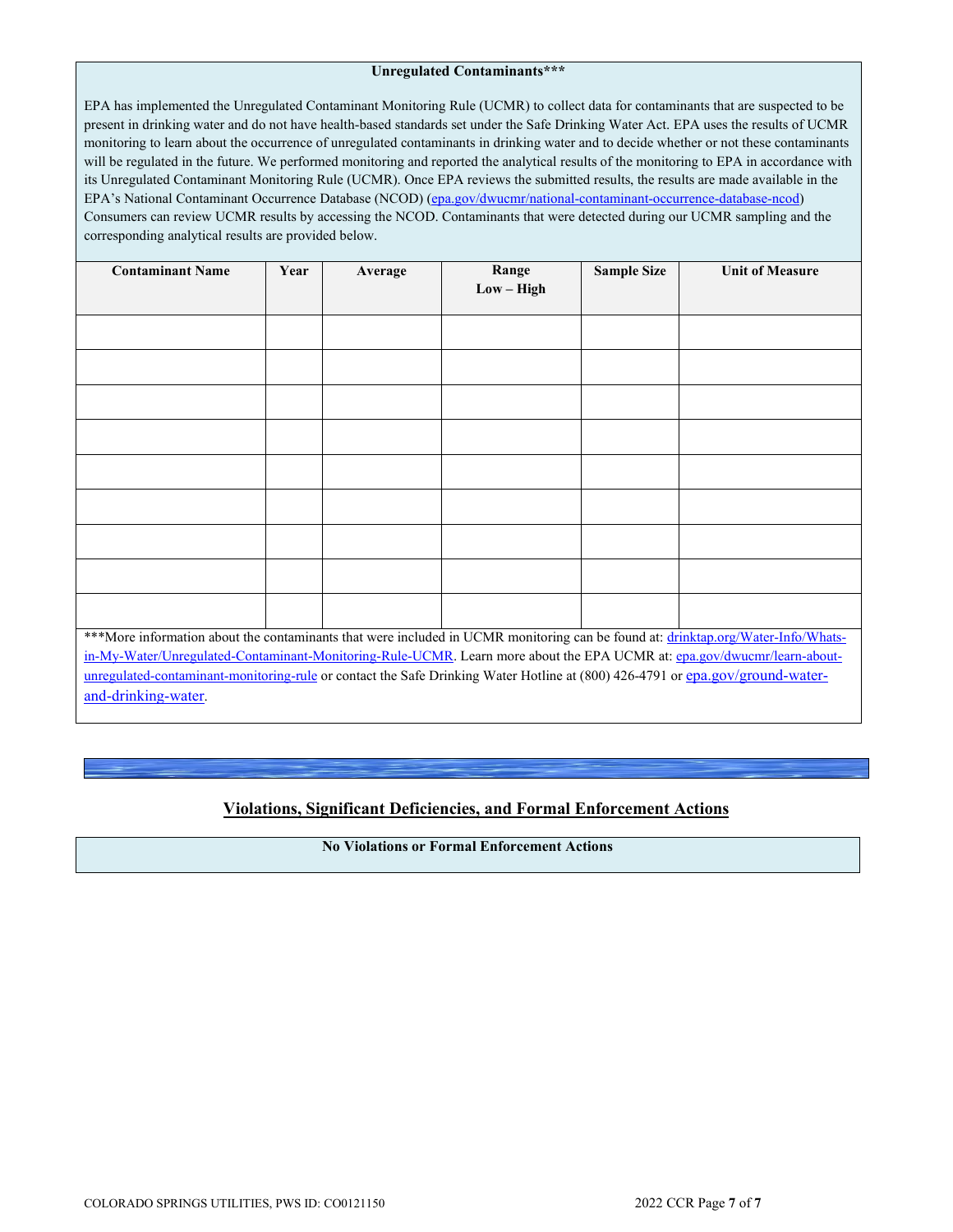**Unregulated Contaminants*****

EPA has implemented the Unregulated Contaminant Monitoring Rule (UCMR) to collect data for contaminants that are suspected to be present in drinking water and do not have health-based standards set under the Safe Drinking Water Act. EPA uses the results of UCMR monitoring to learn about the occurrence of unregulated contaminants in drinking water and to decide whether or not these contaminants will be regulated in the future. We performed monitoring and reported the analytical results of the monitoring to EPA in accordance with its Unregulated Contaminant Monitoring Rule (UCMR). Once EPA reviews the submitted results, the results are made available in the EPA's National Contaminant Occurrence Database (NCOD) (epa.gov/dwucmr/national-contaminant-occurrence-database-ncod) Consumers can review UCMR results by accessing the NCOD. Contaminants that were detected during our UCMR sampling and the corresponding analytical results are provided below.

| Contaminant Name | Year | Average | Range Low – High | Sample Size | Unit of Measure |
|---|---|---|---|---|---|
| | | | | | |
| | | | | | |
| | | | | | |
| | | | | | |
| | | | | | |
| | | | | | |
| | | | | | |
| | | | | | |
| | | | | | |

***More information about the contaminants that were included in UCMR monitoring can be found at: drinktap.org/Water-Info/Whats-in-My-Water/Unregulated-Contaminant-Monitoring-Rule-UCMR. Learn more about the EPA UCMR at: epa.gov/dwucmr/learn-about-unregulated-contaminant-monitoring-rule or contact the Safe Drinking Water Hotline at (800) 426-4791 or epa.gov/ground-water-and-drinking-water.

## Violations, Significant Deficiencies, and Formal Enforcement Actions

**No Violations or Formal Enforcement Actions**